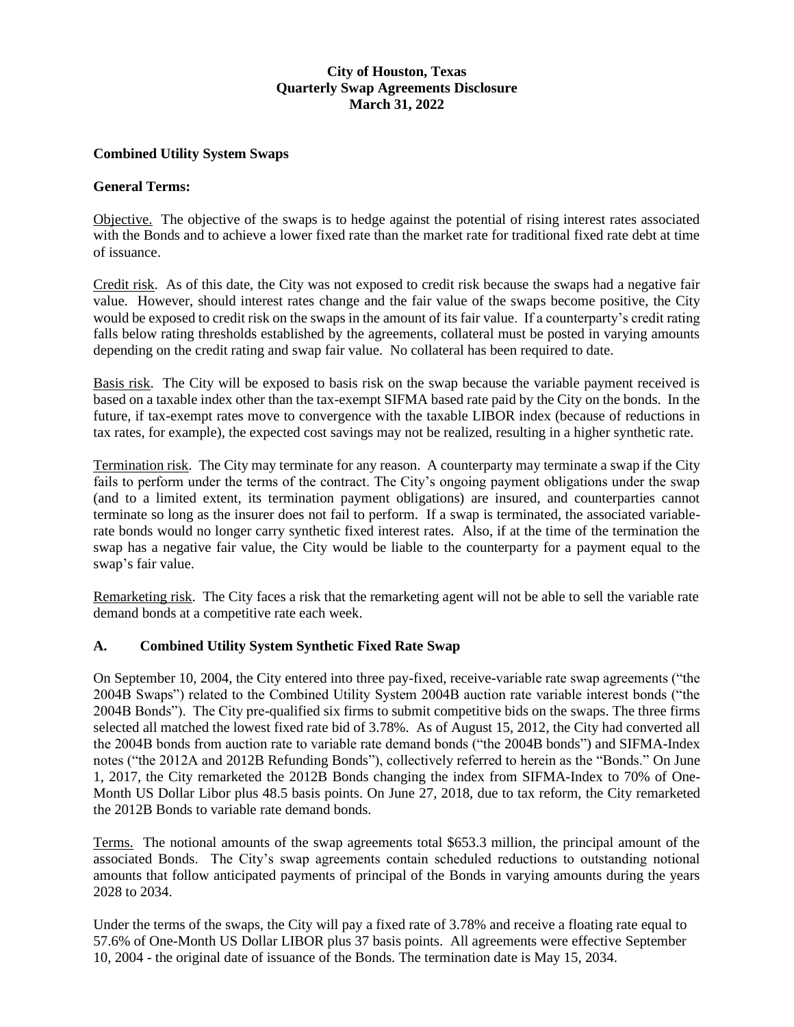**City of Houston, Texas**
**Quarterly Swap Agreements Disclosure**
**March 31, 2022**

**Combined Utility System Swaps**

**General Terms:**

Objective. The objective of the swaps is to hedge against the potential of rising interest rates associated with the Bonds and to achieve a lower fixed rate than the market rate for traditional fixed rate debt at time of issuance.

Credit risk. As of this date, the City was not exposed to credit risk because the swaps had a negative fair value. However, should interest rates change and the fair value of the swaps become positive, the City would be exposed to credit risk on the swaps in the amount of its fair value. If a counterparty's credit rating falls below rating thresholds established by the agreements, collateral must be posted in varying amounts depending on the credit rating and swap fair value. No collateral has been required to date.

Basis risk. The City will be exposed to basis risk on the swap because the variable payment received is based on a taxable index other than the tax-exempt SIFMA based rate paid by the City on the bonds. In the future, if tax-exempt rates move to convergence with the taxable LIBOR index (because of reductions in tax rates, for example), the expected cost savings may not be realized, resulting in a higher synthetic rate.

Termination risk. The City may terminate for any reason. A counterparty may terminate a swap if the City fails to perform under the terms of the contract. The City's ongoing payment obligations under the swap (and to a limited extent, its termination payment obligations) are insured, and counterparties cannot terminate so long as the insurer does not fail to perform. If a swap is terminated, the associated variable-rate bonds would no longer carry synthetic fixed interest rates. Also, if at the time of the termination the swap has a negative fair value, the City would be liable to the counterparty for a payment equal to the swap's fair value.

Remarketing risk. The City faces a risk that the remarketing agent will not be able to sell the variable rate demand bonds at a competitive rate each week.

## A. Combined Utility System Synthetic Fixed Rate Swap

On September 10, 2004, the City entered into three pay-fixed, receive-variable rate swap agreements ("the 2004B Swaps") related to the Combined Utility System 2004B auction rate variable interest bonds ("the 2004B Bonds"). The City pre-qualified six firms to submit competitive bids on the swaps. The three firms selected all matched the lowest fixed rate bid of 3.78%. As of August 15, 2012, the City had converted all the 2004B bonds from auction rate to variable rate demand bonds ("the 2004B bonds") and SIFMA-Index notes ("the 2012A and 2012B Refunding Bonds"), collectively referred to herein as the "Bonds." On June 1, 2017, the City remarketed the 2012B Bonds changing the index from SIFMA-Index to 70% of One-Month US Dollar Libor plus 48.5 basis points. On June 27, 2018, due to tax reform, the City remarketed the 2012B Bonds to variable rate demand bonds.

Terms. The notional amounts of the swap agreements total $653.3 million, the principal amount of the associated Bonds. The City's swap agreements contain scheduled reductions to outstanding notional amounts that follow anticipated payments of principal of the Bonds in varying amounts during the years 2028 to 2034.

Under the terms of the swaps, the City will pay a fixed rate of 3.78% and receive a floating rate equal to 57.6% of One-Month US Dollar LIBOR plus 37 basis points. All agreements were effective September 10, 2004 - the original date of issuance of the Bonds. The termination date is May 15, 2034.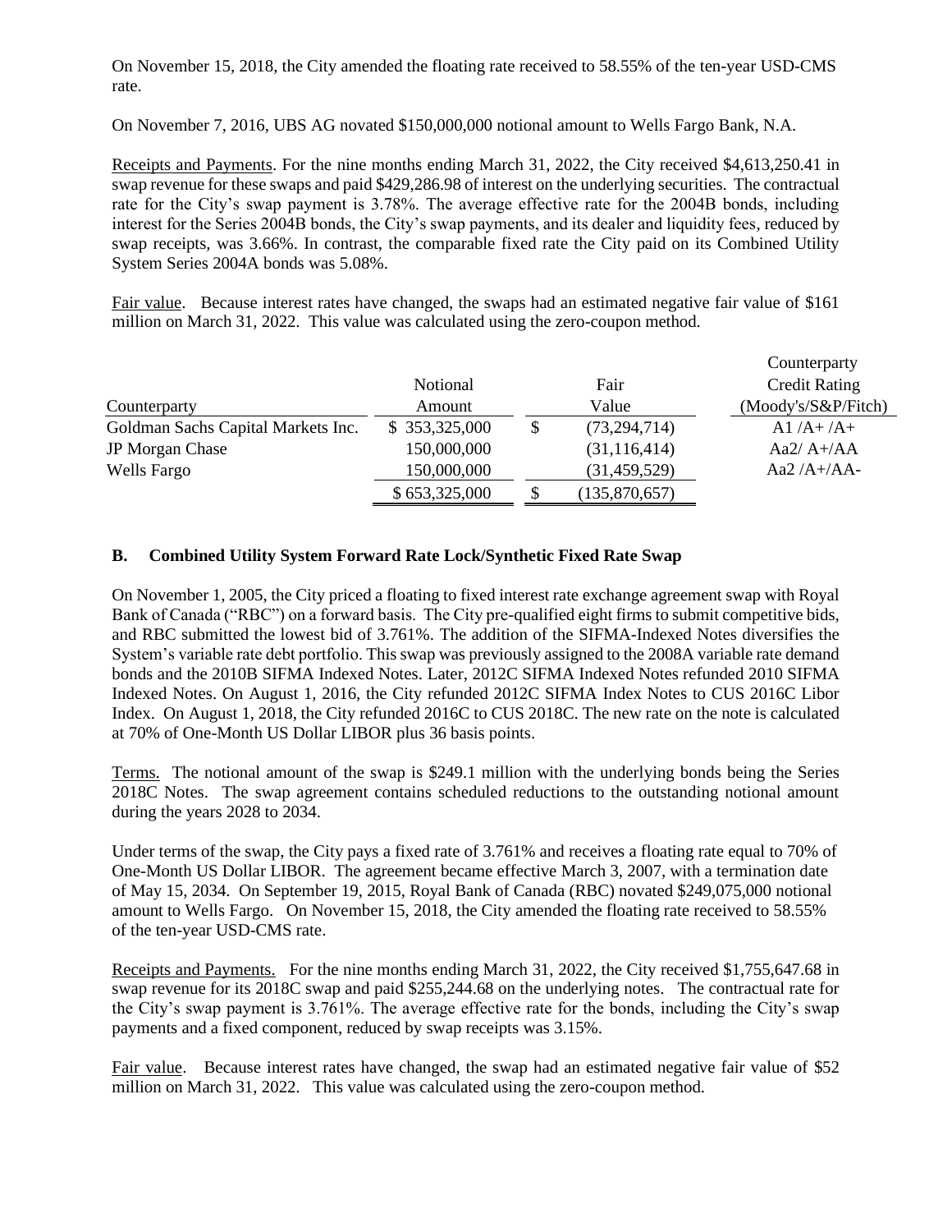On November 15, 2018, the City amended the floating rate received to 58.55% of the ten-year USD-CMS rate.

On November 7, 2016, UBS AG novated $150,000,000 notional amount to Wells Fargo Bank, N.A.

Receipts and Payments. For the nine months ending March 31, 2022, the City received $4,613,250.41 in swap revenue for these swaps and paid $429,286.98 of interest on the underlying securities. The contractual rate for the City's swap payment is 3.78%. The average effective rate for the 2004B bonds, including interest for the Series 2004B bonds, the City's swap payments, and its dealer and liquidity fees, reduced by swap receipts, was 3.66%. In contrast, the comparable fixed rate the City paid on its Combined Utility System Series 2004A bonds was 5.08%.

Fair value. Because interest rates have changed, the swaps had an estimated negative fair value of $161 million on March 31, 2022. This value was calculated using the zero-coupon method.

| Counterparty | Notional Amount | Fair Value | Counterparty Credit Rating (Moody's/S&P/Fitch) |
|---|---|---|---|
| Goldman Sachs Capital Markets Inc. | $ 353,325,000 | $ (73,294,714) | A1 /A+ /A+ |
| JP Morgan Chase | 150,000,000 | (31,116,414) | Aa2/ A+/AA |
| Wells Fargo | 150,000,000 | (31,459,529) | Aa2 /A+/AA- |
| | $ 653,325,000 | $ (135,870,657) | |

## B. Combined Utility System Forward Rate Lock/Synthetic Fixed Rate Swap

On November 1, 2005, the City priced a floating to fixed interest rate exchange agreement swap with Royal Bank of Canada ("RBC") on a forward basis. The City pre-qualified eight firms to submit competitive bids, and RBC submitted the lowest bid of 3.761%. The addition of the SIFMA-Indexed Notes diversifies the System's variable rate debt portfolio. This swap was previously assigned to the 2008A variable rate demand bonds and the 2010B SIFMA Indexed Notes. Later, 2012C SIFMA Indexed Notes refunded 2010 SIFMA Indexed Notes. On August 1, 2016, the City refunded 2012C SIFMA Index Notes to CUS 2016C Libor Index. On August 1, 2018, the City refunded 2016C to CUS 2018C. The new rate on the note is calculated at 70% of One-Month US Dollar LIBOR plus 36 basis points.

Terms. The notional amount of the swap is $249.1 million with the underlying bonds being the Series 2018C Notes. The swap agreement contains scheduled reductions to the outstanding notional amount during the years 2028 to 2034.

Under terms of the swap, the City pays a fixed rate of 3.761% and receives a floating rate equal to 70% of One-Month US Dollar LIBOR. The agreement became effective March 3, 2007, with a termination date of May 15, 2034. On September 19, 2015, Royal Bank of Canada (RBC) novated $249,075,000 notional amount to Wells Fargo. On November 15, 2018, the City amended the floating rate received to 58.55% of the ten-year USD-CMS rate.

Receipts and Payments. For the nine months ending March 31, 2022, the City received $1,755,647.68 in swap revenue for its 2018C swap and paid $255,244.68 on the underlying notes. The contractual rate for the City's swap payment is 3.761%. The average effective rate for the bonds, including the City's swap payments and a fixed component, reduced by swap receipts was 3.15%.

Fair value. Because interest rates have changed, the swap had an estimated negative fair value of $52 million on March 31, 2022. This value was calculated using the zero-coupon method.